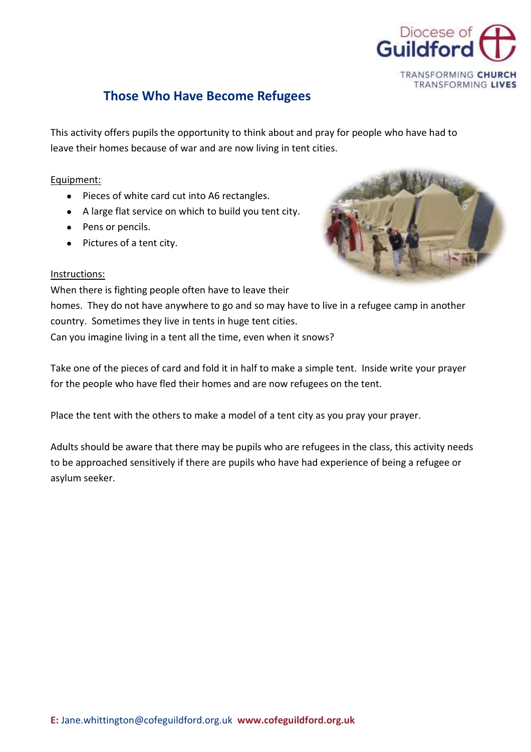# Those Who Have Become Refugees

This activity offers pupils the opportunity to think about and pray for people who have had to leave their homes because of war and are now living in tent cities.

Equipment:

- Pieces of white card cut into A6 rectangles.
- A large flat service on which to build you tent city.
- Pens or pencils.
- Pictures of a tent city.

Instructions:

When there is fighting people often have to leave their homes. They do not have anywhere to go and so may have to live in a refugee camp in another country. Sometimes they live in tents in huge tent cities.
Can you imagine living in a tent all the time, even when it snows?

Take one of the pieces of card and fold it in half to make a simple tent. Inside write your prayer for the people who have fled their homes and are now refugees on the tent.

Place the tent with the others to make a model of a tent city as you pray your prayer.

Adults should be aware that there may be pupils who are refugees in the class, this activity needs to be approached sensitively if there are pupils who have had experience of being a refugee or asylum seeker.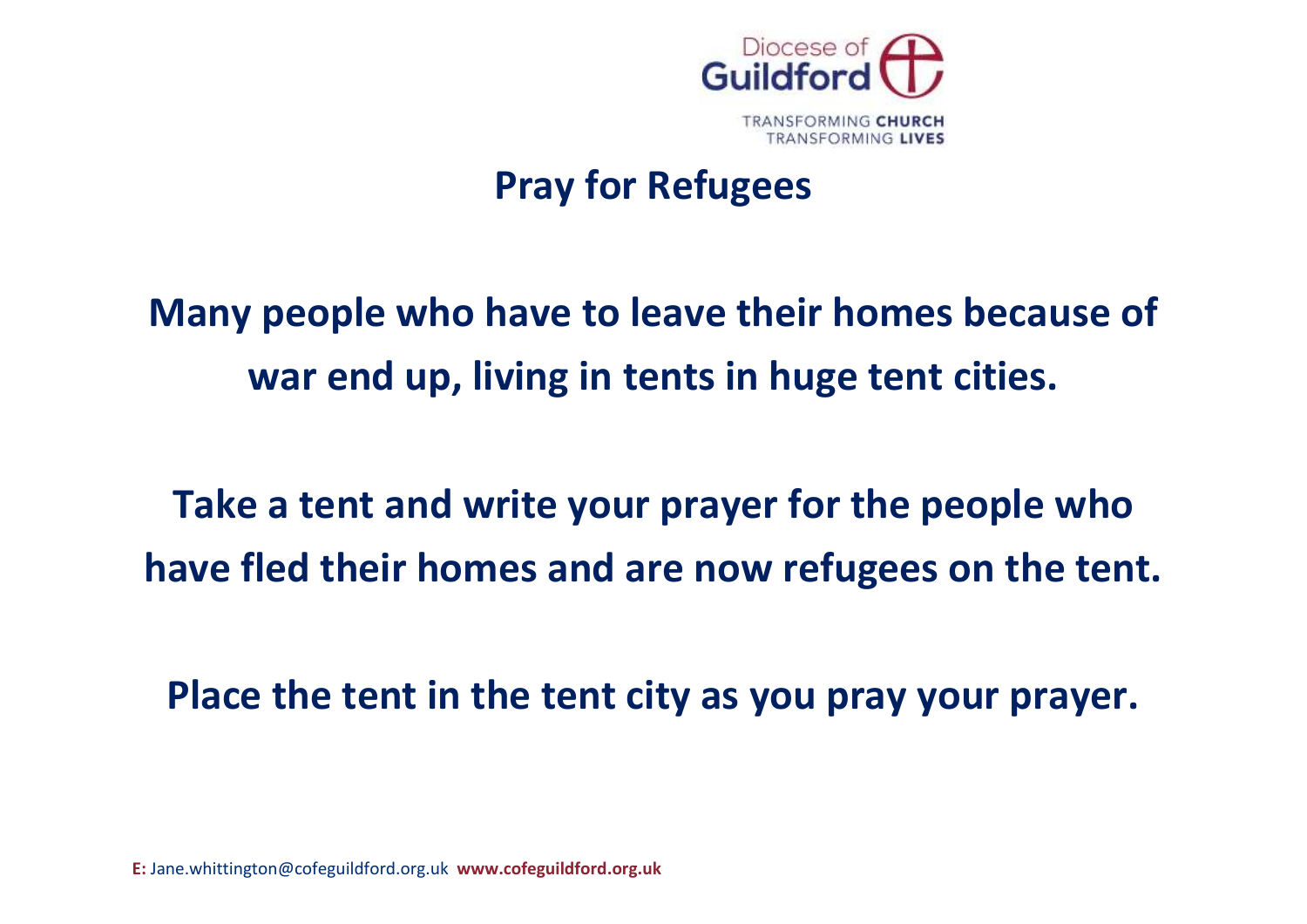Diocese of Guildford

TRANSFORMING **CHURCH**
TRANSFORMING **LIVES**

## Pray for Refugees

**Many people who have to leave their homes because of war end up, living in tents in huge tent cities.**

**Take a tent and write your prayer for the people who have fled their homes and are now refugees on the tent.**

**Place the tent in the tent city as you pray your prayer.**

**E:** Jane.whittington@cofeguildford.org.uk **www.cofeguildford.org.uk**